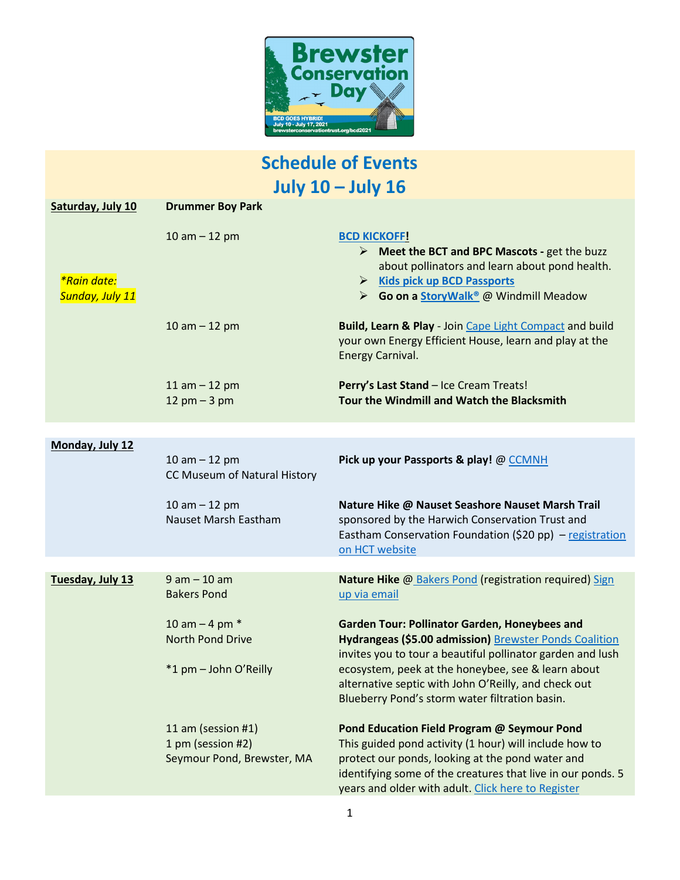# Schedule of Events
## July 10 – July 16

| Day | Time / Location | Event |
|---|---|---|
| **Saturday, July 10** *\*Rain date: Sunday, July 11* | **Drummer Boy Park** 10 am – 12 pm | **BCD KICKOFF!** ➢ **Meet the BCT and BPC Mascots -** get the buzz about pollinators and learn about pond health. ➢ **Kids pick up BCD Passports** ➢ **Go on a StoryWalk®** @ Windmill Meadow |
| | 10 am – 12 pm | **Build, Learn & Play** - Join Cape Light Compact and build your own Energy Efficient House, learn and play at the Energy Carnival. |
| | 11 am – 12 pm | **Perry's Last Stand** – Ice Cream Treats! |
| | 12 pm – 3 pm | **Tour the Windmill and Watch the Blacksmith** |
| **Monday, July 12** | 10 am – 12 pm CC Museum of Natural History | **Pick up your Passports & play!** @ CCMNH |
| | 10 am – 12 pm Nauset Marsh Eastham | **Nature Hike @ Nauset Seashore Nauset Marsh Trail** sponsored by the Harwich Conservation Trust and Eastham Conservation Foundation ($20 pp) – registration on HCT website |
| **Tuesday, July 13** | 9 am – 10 am Bakers Pond | **Nature Hike** @ Bakers Pond (registration required) Sign up via email |
| | 10 am – 4 pm * North Pond Drive *1 pm – John O'Reilly | **Garden Tour: Pollinator Garden, Honeybees and Hydrangeas ($5.00 admission)** Brewster Ponds Coalition invites you to tour a beautiful pollinator garden and lush ecosystem, peek at the honeybee, see & learn about alternative septic with John O'Reilly, and check out Blueberry Pond's storm water filtration basin. |
| | 11 am (session #1) 1 pm (session #2) Seymour Pond, Brewster, MA | **Pond Education Field Program @ Seymour Pond** This guided pond activity (1 hour) will include how to protect our ponds, looking at the pond water and identifying some of the creatures that live in our ponds. 5 years and older with adult. Click here to Register |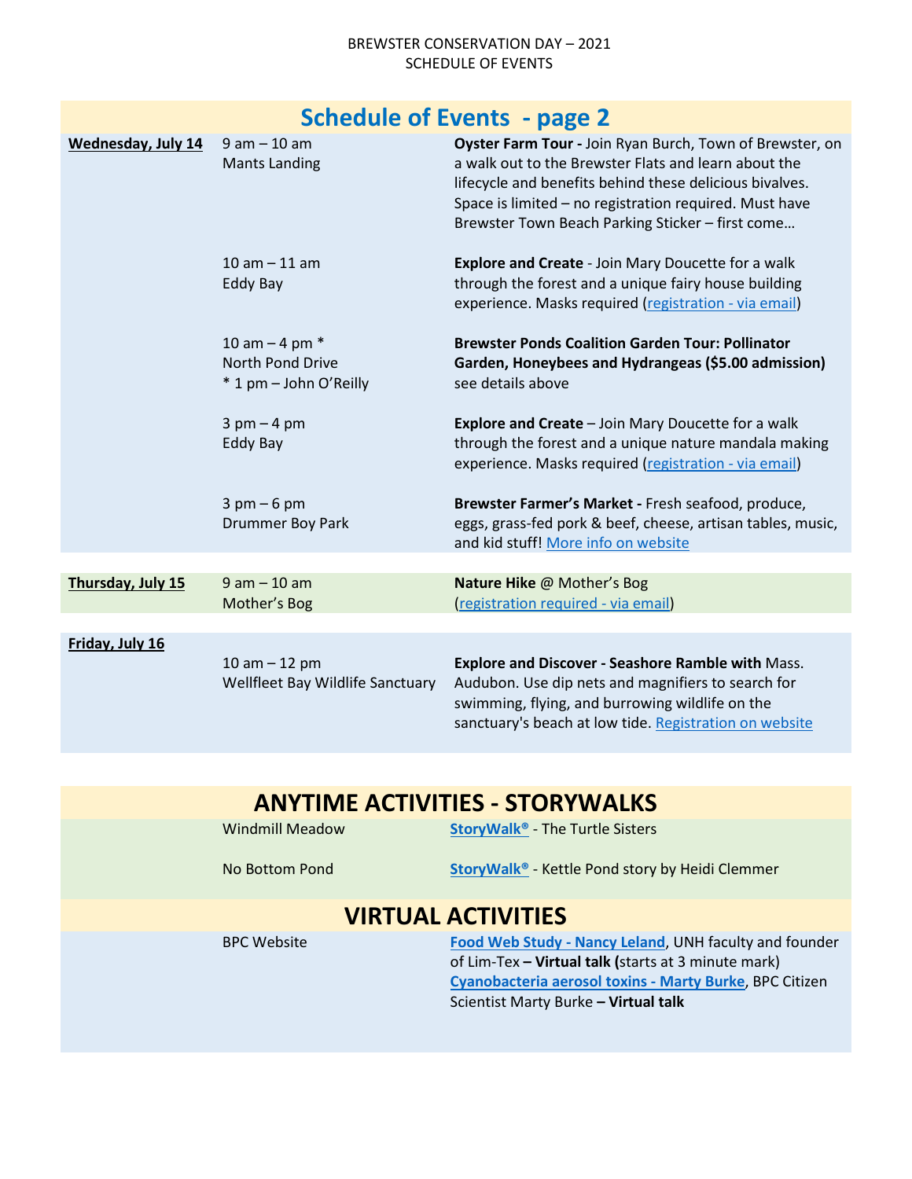BREWSTER CONSERVATION DAY – 2021
SCHEDULE OF EVENTS

## Schedule of Events - page 2

| Date | Time / Location | Event |
|---|---|---|
| **Wednesday, July 14** | 9 am – 10 am<br>Mants Landing | **Oyster Farm Tour -** Join Ryan Burch, Town of Brewster, on a walk out to the Brewster Flats and learn about the lifecycle and benefits behind these delicious bivalves. Space is limited – no registration required. Must have Brewster Town Beach Parking Sticker – first come… |
| | 10 am – 11 am<br>Eddy Bay | **Explore and Create** - Join Mary Doucette for a walk through the forest and a unique fairy house building experience. Masks required (registration - via email) |
| | 10 am – 4 pm *<br>North Pond Drive<br>* 1 pm – John O'Reilly | **Brewster Ponds Coalition Garden Tour: Pollinator Garden, Honeybees and Hydrangeas ($5.00 admission)** see details above |
| | 3 pm – 4 pm<br>Eddy Bay | **Explore and Create** – Join Mary Doucette for a walk through the forest and a unique nature mandala making experience. Masks required (registration - via email) |
| | 3 pm – 6 pm<br>Drummer Boy Park | **Brewster Farmer's Market -** Fresh seafood, produce, eggs, grass-fed pork & beef, cheese, artisan tables, music, and kid stuff! More info on website |
| **Thursday, July 15** | 9 am – 10 am<br>Mother's Bog | **Nature Hike** @ Mother's Bog (registration required - via email) |
| **Friday, July 16** | 10 am – 12 pm<br>Wellfleet Bay Wildlife Sanctuary | **Explore and Discover - Seashore Ramble with** Mass. Audubon. Use dip nets and magnifiers to search for swimming, flying, and burrowing wildlife on the sanctuary's beach at low tide. Registration on website |

## ANYTIME ACTIVITIES - STORYWALKS

| Location | Activity |
|---|---|
| Windmill Meadow | **StoryWalk®** - The Turtle Sisters |
| No Bottom Pond | **StoryWalk®** - Kettle Pond story by Heidi Clemmer |

## VIRTUAL ACTIVITIES

| Location | Activity |
|---|---|
| BPC Website | **Food Web Study - Nancy Leland**, UNH faculty and founder of Lim-Tex **– Virtual talk (**starts at 3 minute mark)<br>**Cyanobacteria aerosol toxins - Marty Burke**, BPC Citizen Scientist Marty Burke **– Virtual talk** |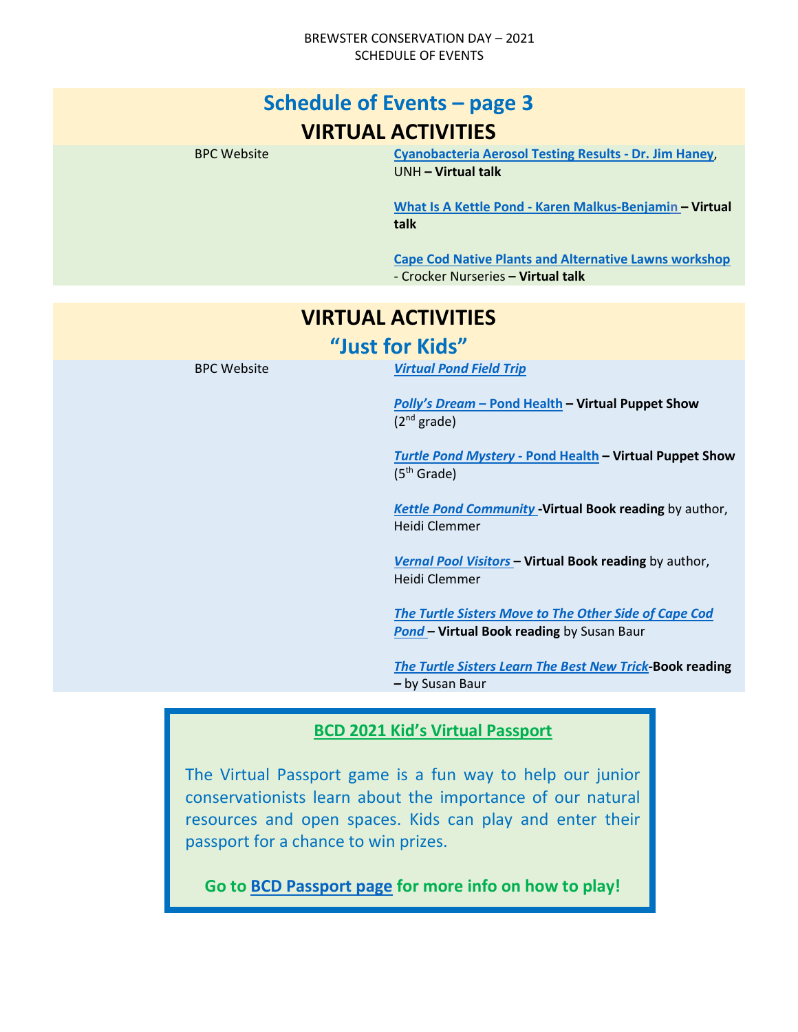BREWSTER CONSERVATION DAY – 2021
SCHEDULE OF EVENTS

## Schedule of Events – page 3

## VIRTUAL ACTIVITIES

| | |
|---|---|
| BPC Website | **Cyanobacteria Aerosol Testing Results - Dr. Jim Haney**, UNH **– Virtual talk**<br><br>**What Is A Kettle Pond - Karen Malkus-Benjamin – Virtual talk**<br><br>**Cape Cod Native Plants and Alternative Lawns workshop** - Crocker Nurseries **– Virtual talk** |

## VIRTUAL ACTIVITIES

## "Just for Kids"

| | |
|---|---|
| BPC Website | ***Virtual Pond Field Trip***<br><br>***Polly's Dream* – Pond Health – Virtual Puppet Show** (2nd grade)<br><br>***Turtle Pond Mystery* - Pond Health – Virtual Puppet Show** (5th Grade)<br><br>***Kettle Pond Community* -Virtual Book reading** by author, Heidi Clemmer<br><br>***Vernal Pool Visitors* – Virtual Book reading** by author, Heidi Clemmer<br><br>***The Turtle Sisters Move to The Other Side of Cape Cod Pond* – Virtual Book reading** by Susan Baur<br><br>***The Turtle Sisters Learn The Best New Trick*-Book reading –** by Susan Baur |

### BCD 2021 Kid's Virtual Passport

The Virtual Passport game is a fun way to help our junior conservationists learn about the importance of our natural resources and open spaces. Kids can play and enter their passport for a chance to win prizes.

**Go to BCD Passport page for more info on how to play!**